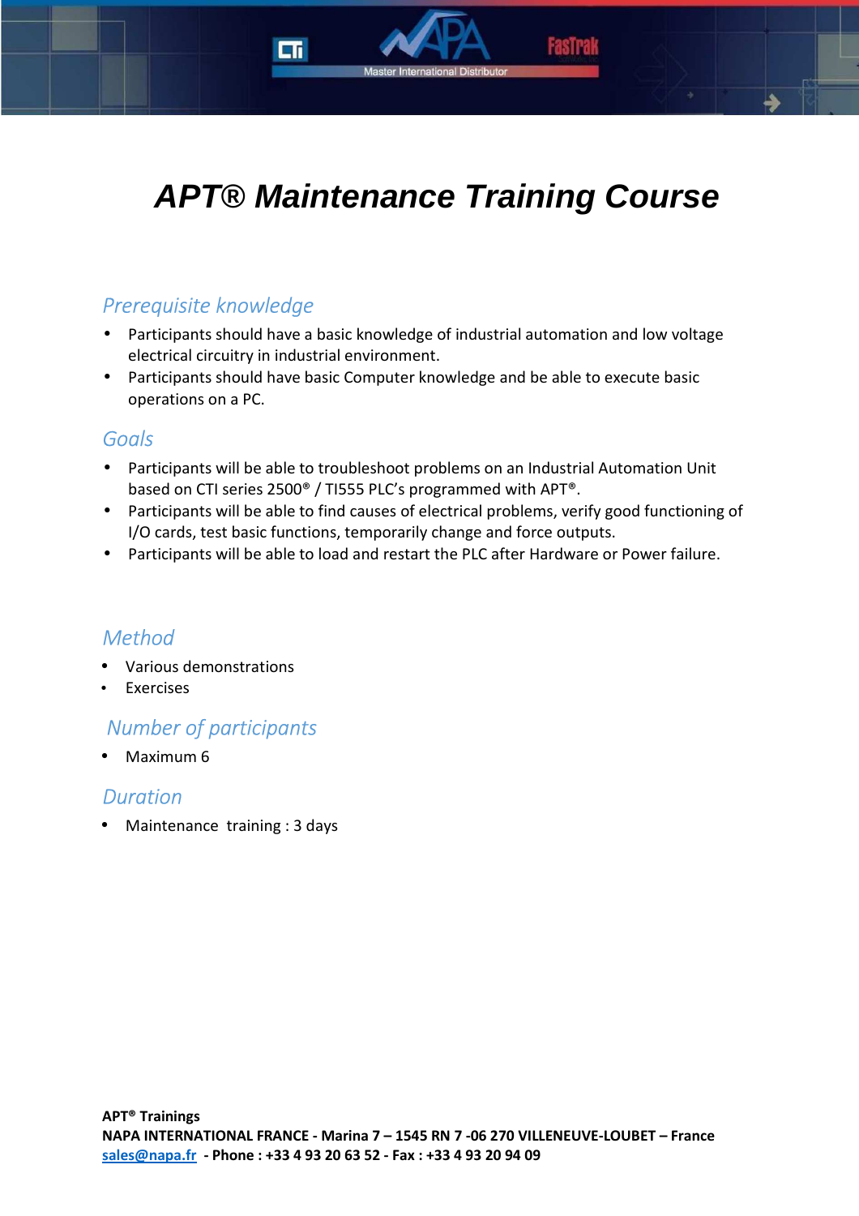# APT® Maintenance Training Course

## Prerequisite knowledge

- Participants should have a basic knowledge of industrial automation and low voltage electrical circuitry in industrial environment.
- Participants should have basic Computer knowledge and be able to execute basic operations on a PC.

## Goals

- Participants will be able to troubleshoot problems on an Industrial Automation Unit based on CTI series 2500® / TI555 PLC's programmed with APT®.
- Participants will be able to find causes of electrical problems, verify good functioning of I/O cards, test basic functions, temporarily change and force outputs.
- Participants will be able to load and restart the PLC after Hardware or Power failure.

## Method

- Various demonstrations
- Exercises

## Number of participants

- Maximum 6

## Duration

- Maintenance training : 3 days

**APT® Trainings**
**NAPA INTERNATIONAL FRANCE - Marina 7 – 1545 RN 7 -06 270 VILLENEUVE-LOUBET – France**
sales@napa.fr **- Phone : +33 4 93 20 63 52 - Fax : +33 4 93 20 94 09**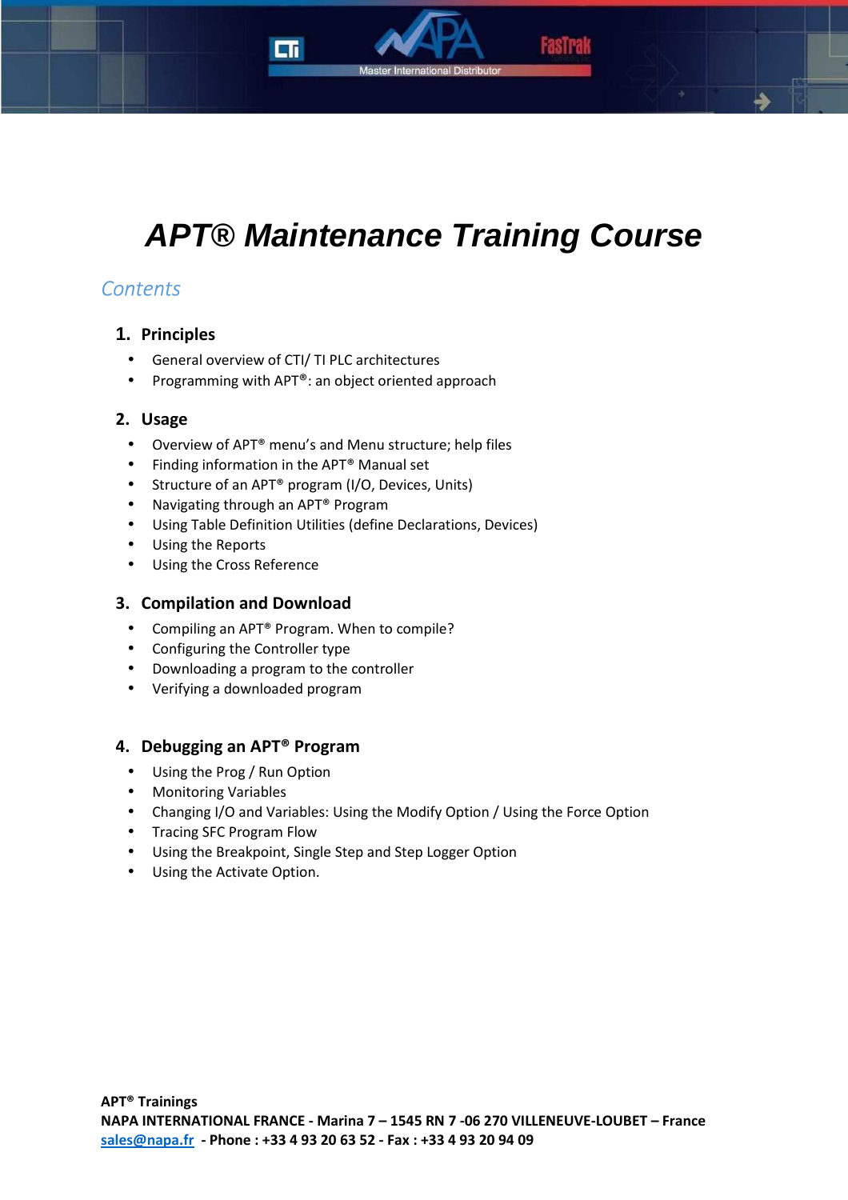# *APT® Maintenance Training Course*

## *Contents*

### 1. Principles

- General overview of CTI/ TI PLC architectures
- Programming with APT®: an object oriented approach

### 2. Usage

- Overview of APT® menu's and Menu structure; help files
- Finding information in the APT® Manual set
- Structure of an APT® program (I/O, Devices, Units)
- Navigating through an APT® Program
- Using Table Definition Utilities (define Declarations, Devices)
- Using the Reports
- Using the Cross Reference

### 3. Compilation and Download

- Compiling an APT® Program. When to compile?
- Configuring the Controller type
- Downloading a program to the controller
- Verifying a downloaded program

### 4. Debugging an APT® Program

- Using the Prog / Run Option
- Monitoring Variables
- Changing I/O and Variables: Using the Modify Option / Using the Force Option
- Tracing SFC Program Flow
- Using the Breakpoint, Single Step and Step Logger Option
- Using the Activate Option.

**APT® Trainings**
**NAPA INTERNATIONAL FRANCE - Marina 7 – 1545 RN 7 -06 270 VILLENEUVE-LOUBET – France**
**sales@napa.fr - Phone : +33 4 93 20 63 52 - Fax : +33 4 93 20 94 09**